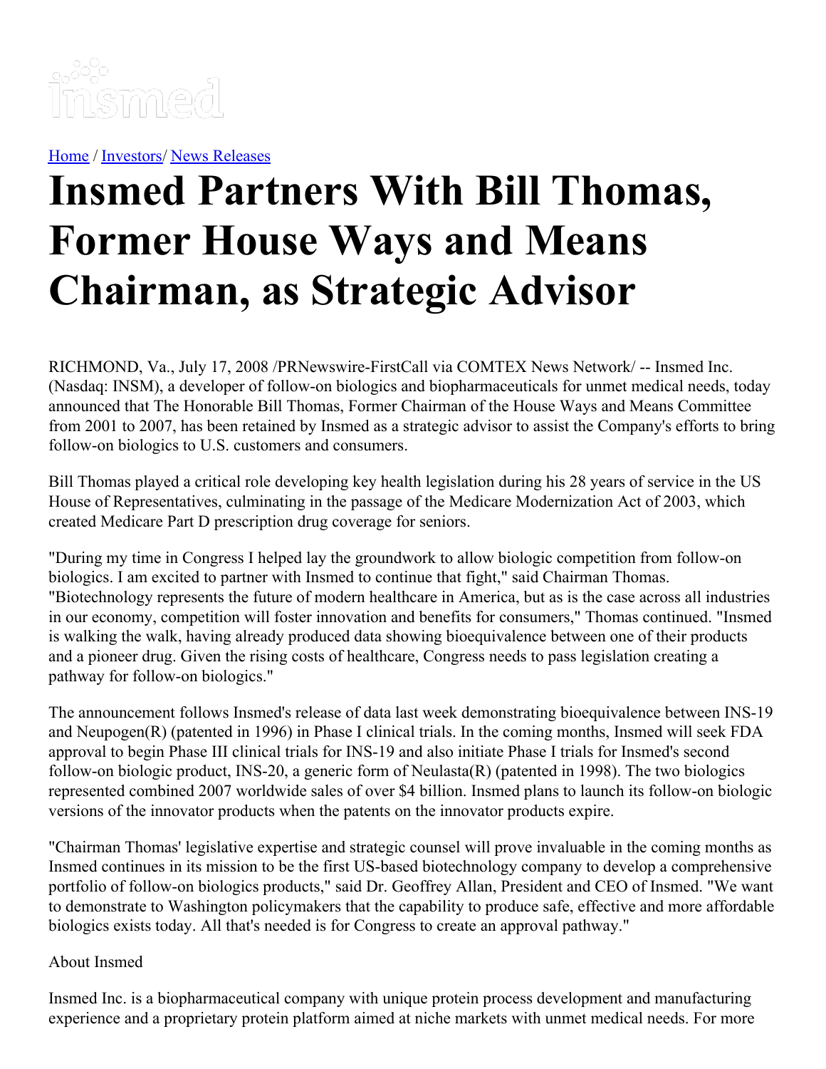[Home](#) / [Investors](#)/ [News Releases](#)

# Insmed Partners With Bill Thomas, Former House Ways and Means Chairman, as Strategic Advisor

RICHMOND, Va., July 17, 2008 /PRNewswire-FirstCall via COMTEX News Network/ -- Insmed Inc. (Nasdaq: INSM), a developer of follow-on biologics and biopharmaceuticals for unmet medical needs, today announced that The Honorable Bill Thomas, Former Chairman of the House Ways and Means Committee from 2001 to 2007, has been retained by Insmed as a strategic advisor to assist the Company's efforts to bring follow-on biologics to U.S. customers and consumers.

Bill Thomas played a critical role developing key health legislation during his 28 years of service in the US House of Representatives, culminating in the passage of the Medicare Modernization Act of 2003, which created Medicare Part D prescription drug coverage for seniors.

"During my time in Congress I helped lay the groundwork to allow biologic competition from follow-on biologics. I am excited to partner with Insmed to continue that fight," said Chairman Thomas. "Biotechnology represents the future of modern healthcare in America, but as is the case across all industries in our economy, competition will foster innovation and benefits for consumers," Thomas continued. "Insmed is walking the walk, having already produced data showing bioequivalence between one of their products and a pioneer drug. Given the rising costs of healthcare, Congress needs to pass legislation creating a pathway for follow-on biologics."

The announcement follows Insmed's release of data last week demonstrating bioequivalence between INS-19 and Neupogen(R) (patented in 1996) in Phase I clinical trials. In the coming months, Insmed will seek FDA approval to begin Phase III clinical trials for INS-19 and also initiate Phase I trials for Insmed's second follow-on biologic product, INS-20, a generic form of Neulasta(R) (patented in 1998). The two biologics represented combined 2007 worldwide sales of over $4 billion. Insmed plans to launch its follow-on biologic versions of the innovator products when the patents on the innovator products expire.

"Chairman Thomas' legislative expertise and strategic counsel will prove invaluable in the coming months as Insmed continues in its mission to be the first US-based biotechnology company to develop a comprehensive portfolio of follow-on biologics products," said Dr. Geoffrey Allan, President and CEO of Insmed. "We want to demonstrate to Washington policymakers that the capability to produce safe, effective and more affordable biologics exists today. All that's needed is for Congress to create an approval pathway."

About Insmed

Insmed Inc. is a biopharmaceutical company with unique protein process development and manufacturing experience and a proprietary protein platform aimed at niche markets with unmet medical needs. For more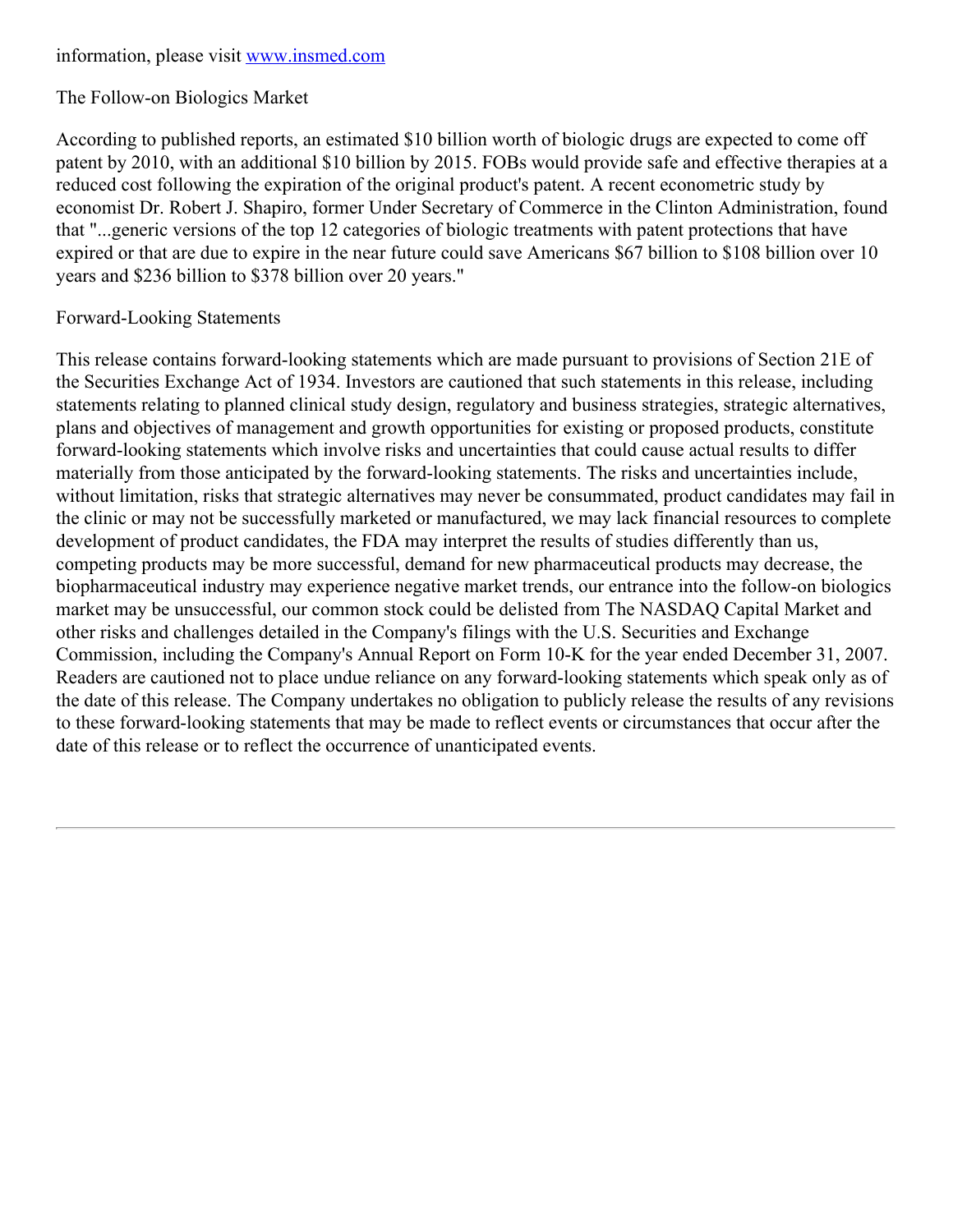information, please visit [www.insmed.com](http://www.insmed.com)

## The Follow-on Biologics Market

According to published reports, an estimated $10 billion worth of biologic drugs are expected to come off patent by 2010, with an additional $10 billion by 2015. FOBs would provide safe and effective therapies at a reduced cost following the expiration of the original product's patent. A recent econometric study by economist Dr. Robert J. Shapiro, former Under Secretary of Commerce in the Clinton Administration, found that "...generic versions of the top 12 categories of biologic treatments with patent protections that have expired or that are due to expire in the near future could save Americans $67 billion to $108 billion over 10 years and $236 billion to $378 billion over 20 years."

## Forward-Looking Statements

This release contains forward-looking statements which are made pursuant to provisions of Section 21E of the Securities Exchange Act of 1934. Investors are cautioned that such statements in this release, including statements relating to planned clinical study design, regulatory and business strategies, strategic alternatives, plans and objectives of management and growth opportunities for existing or proposed products, constitute forward-looking statements which involve risks and uncertainties that could cause actual results to differ materially from those anticipated by the forward-looking statements. The risks and uncertainties include, without limitation, risks that strategic alternatives may never be consummated, product candidates may fail in the clinic or may not be successfully marketed or manufactured, we may lack financial resources to complete development of product candidates, the FDA may interpret the results of studies differently than us, competing products may be more successful, demand for new pharmaceutical products may decrease, the biopharmaceutical industry may experience negative market trends, our entrance into the follow-on biologics market may be unsuccessful, our common stock could be delisted from The NASDAQ Capital Market and other risks and challenges detailed in the Company's filings with the U.S. Securities and Exchange Commission, including the Company's Annual Report on Form 10-K for the year ended December 31, 2007. Readers are cautioned not to place undue reliance on any forward-looking statements which speak only as of the date of this release. The Company undertakes no obligation to publicly release the results of any revisions to these forward-looking statements that may be made to reflect events or circumstances that occur after the date of this release or to reflect the occurrence of unanticipated events.